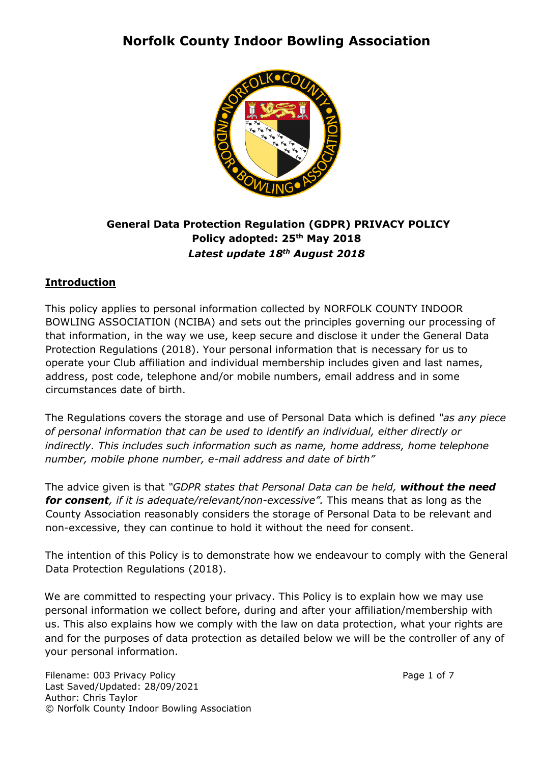# Norfolk County Indoor Bowling Association

**General Data Protection Regulation (GDPR) PRIVACY POLICY**
**Policy adopted: 25th May 2018**
***Latest update 18th August 2018***

## Introduction

This policy applies to personal information collected by NORFOLK COUNTY INDOOR BOWLING ASSOCIATION (NCIBA) and sets out the principles governing our processing of that information, in the way we use, keep secure and disclose it under the General Data Protection Regulations (2018). Your personal information that is necessary for us to operate your Club affiliation and individual membership includes given and last names, address, post code, telephone and/or mobile numbers, email address and in some circumstances date of birth.

The Regulations covers the storage and use of Personal Data which is defined *"as any piece of personal information that can be used to identify an individual, either directly or indirectly. This includes such information such as name, home address, home telephone number, mobile phone number, e-mail address and date of birth"*

The advice given is that *"GDPR states that Personal Data can be held, **without the need for consent**, if it is adequate/relevant/non-excessive".* This means that as long as the County Association reasonably considers the storage of Personal Data to be relevant and non-excessive, they can continue to hold it without the need for consent.

The intention of this Policy is to demonstrate how we endeavour to comply with the General Data Protection Regulations (2018).

We are committed to respecting your privacy. This Policy is to explain how we may use personal information we collect before, during and after your affiliation/membership with us. This also explains how we comply with the law on data protection, what your rights are and for the purposes of data protection as detailed below we will be the controller of any of your personal information.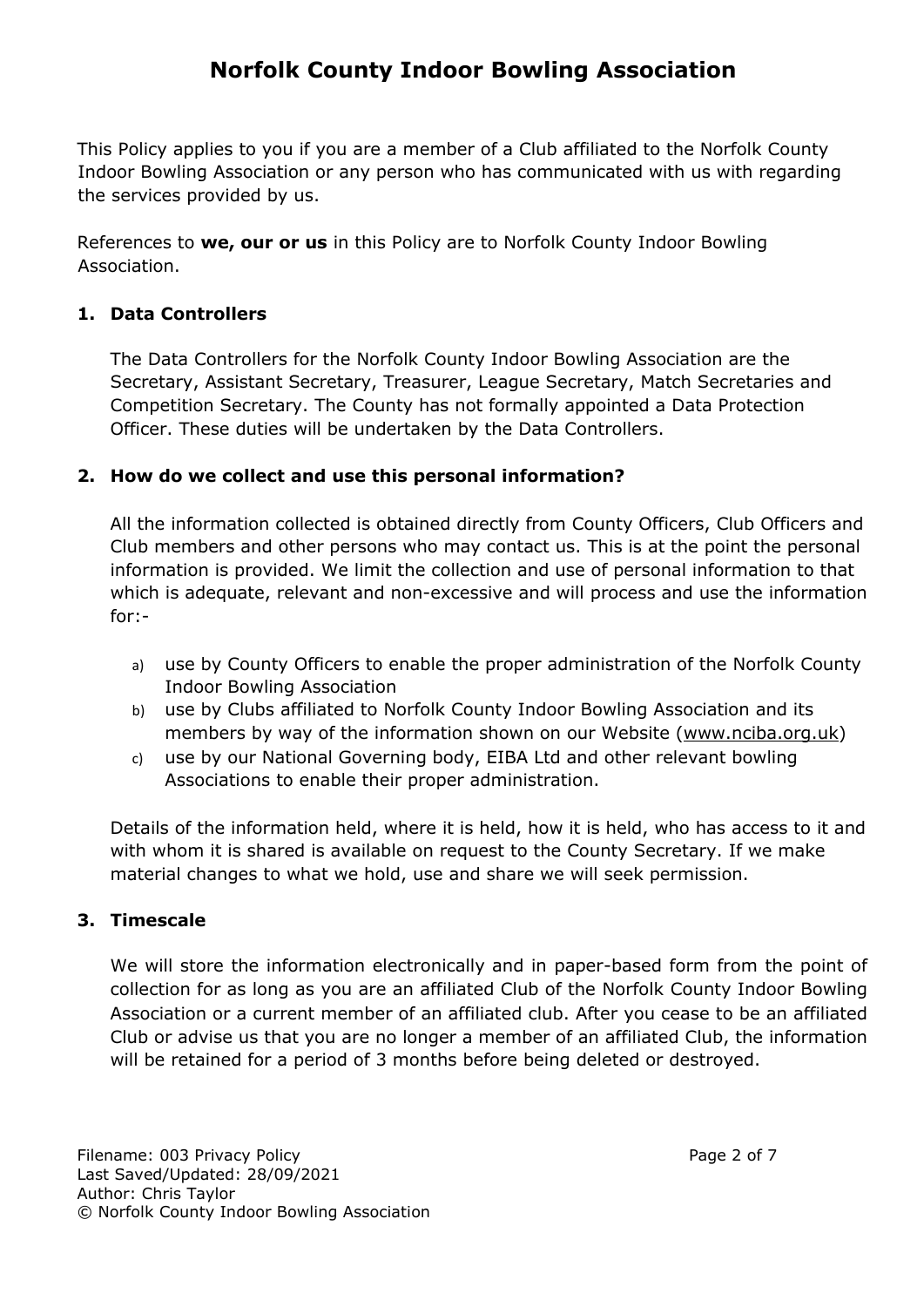# Norfolk County Indoor Bowling Association

This Policy applies to you if you are a member of a Club affiliated to the Norfolk County Indoor Bowling Association or any person who has communicated with us with regarding the services provided by us.

References to **we, our or us** in this Policy are to Norfolk County Indoor Bowling Association.

## 1. Data Controllers

The Data Controllers for the Norfolk County Indoor Bowling Association are the Secretary, Assistant Secretary, Treasurer, League Secretary, Match Secretaries and Competition Secretary. The County has not formally appointed a Data Protection Officer. These duties will be undertaken by the Data Controllers.

## 2. How do we collect and use this personal information?

All the information collected is obtained directly from County Officers, Club Officers and Club members and other persons who may contact us. This is at the point the personal information is provided. We limit the collection and use of personal information to that which is adequate, relevant and non-excessive and will process and use the information for:-

a) use by County Officers to enable the proper administration of the Norfolk County Indoor Bowling Association
b) use by Clubs affiliated to Norfolk County Indoor Bowling Association and its members by way of the information shown on our Website (www.nciba.org.uk)
c) use by our National Governing body, EIBA Ltd and other relevant bowling Associations to enable their proper administration.

Details of the information held, where it is held, how it is held, who has access to it and with whom it is shared is available on request to the County Secretary. If we make material changes to what we hold, use and share we will seek permission.

## 3. Timescale

We will store the information electronically and in paper-based form from the point of collection for as long as you are an affiliated Club of the Norfolk County Indoor Bowling Association or a current member of an affiliated club. After you cease to be an affiliated Club or advise us that you are no longer a member of an affiliated Club, the information will be retained for a period of 3 months before being deleted or destroyed.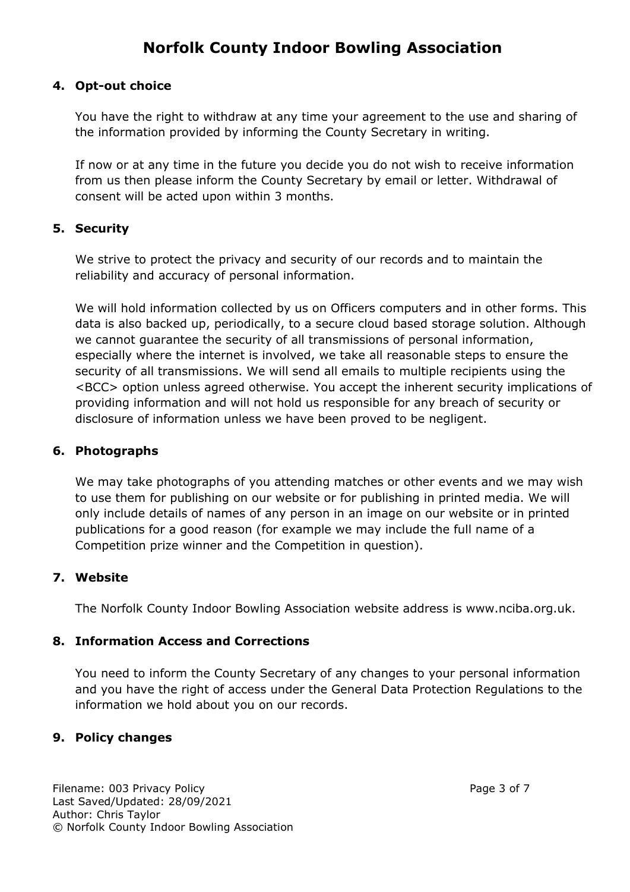### 4. Opt-out choice

You have the right to withdraw at any time your agreement to the use and sharing of the information provided by informing the County Secretary in writing.

If now or at any time in the future you decide you do not wish to receive information from us then please inform the County Secretary by email or letter. Withdrawal of consent will be acted upon within 3 months.

### 5. Security

We strive to protect the privacy and security of our records and to maintain the reliability and accuracy of personal information.

We will hold information collected by us on Officers computers and in other forms. This data is also backed up, periodically, to a secure cloud based storage solution. Although we cannot guarantee the security of all transmissions of personal information, especially where the internet is involved, we take all reasonable steps to ensure the security of all transmissions. We will send all emails to multiple recipients using the <BCC> option unless agreed otherwise. You accept the inherent security implications of providing information and will not hold us responsible for any breach of security or disclosure of information unless we have been proved to be negligent.

### 6. Photographs

We may take photographs of you attending matches or other events and we may wish to use them for publishing on our website or for publishing in printed media. We will only include details of names of any person in an image on our website or in printed publications for a good reason (for example we may include the full name of a Competition prize winner and the Competition in question).

### 7. Website

The Norfolk County Indoor Bowling Association website address is www.nciba.org.uk.

### 8. Information Access and Corrections

You need to inform the County Secretary of any changes to your personal information and you have the right of access under the General Data Protection Regulations to the information we hold about you on our records.

### 9. Policy changes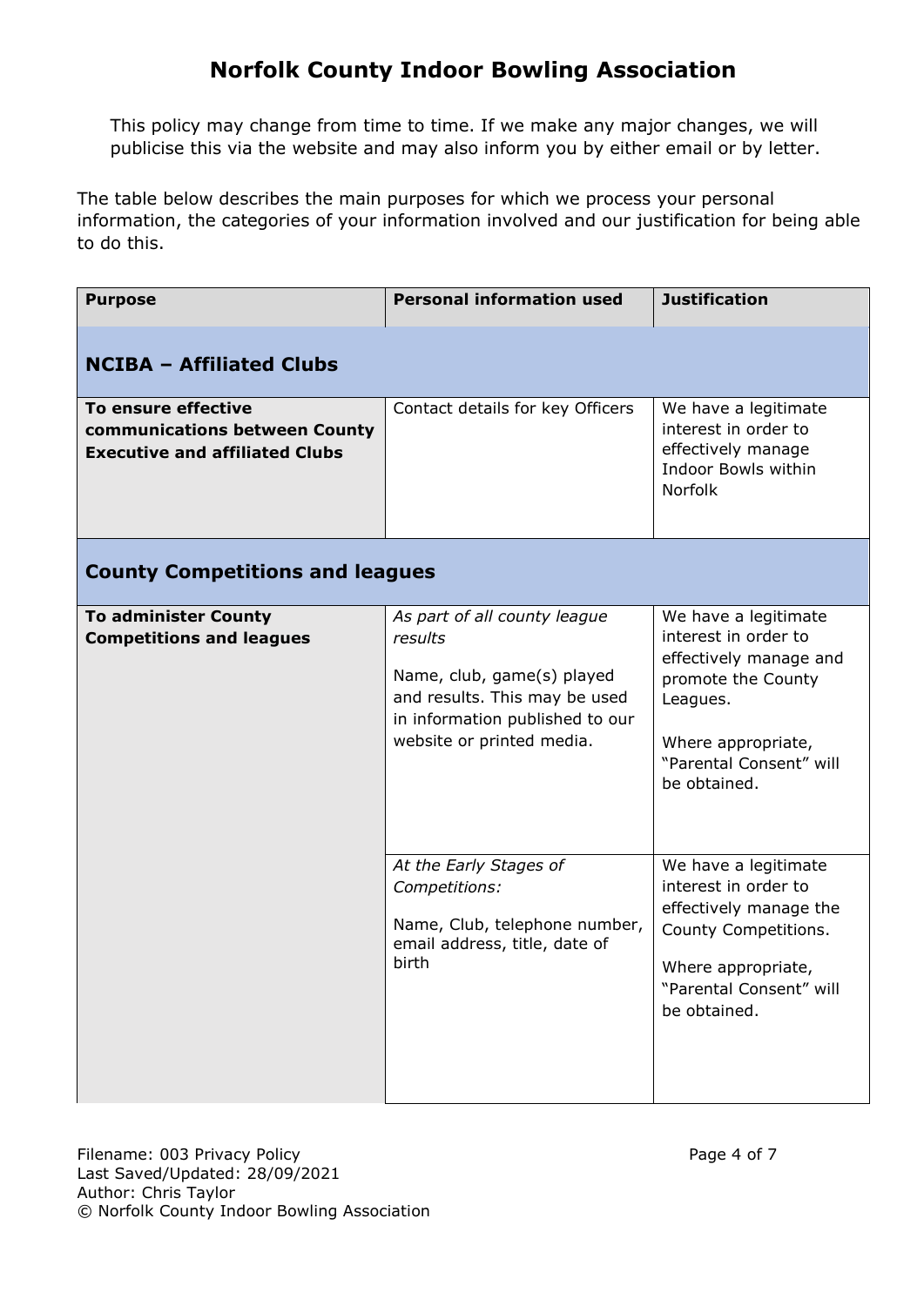# Norfolk County Indoor Bowling Association

This policy may change from time to time. If we make any major changes, we will publicise this via the website and may also inform you by either email or by letter.

The table below describes the main purposes for which we process your personal information, the categories of your information involved and our justification for being able to do this.

| Purpose | Personal information used | Justification |
|---|---|---|
| **NCIBA – Affiliated Clubs** | | |
| **To ensure effective communications between County Executive and affiliated Clubs** | Contact details for key Officers | We have a legitimate interest in order to effectively manage Indoor Bowls within Norfolk |
| **County Competitions and leagues** | | |
| **To administer County Competitions and leagues** | *As part of all county league results*<br><br>Name, club, game(s) played and results. This may be used in information published to our website or printed media. | We have a legitimate interest in order to effectively manage and promote the County Leagues.<br><br>Where appropriate, "Parental Consent" will be obtained. |
| | *At the Early Stages of Competitions:*<br><br>Name, Club, telephone number, email address, title, date of birth | We have a legitimate interest in order to effectively manage the County Competitions.<br><br>Where appropriate, "Parental Consent" will be obtained. |

Filename: 003 Privacy Policy
Last Saved/Updated: 28/09/2021
Author: Chris Taylor
© Norfolk County Indoor Bowling Association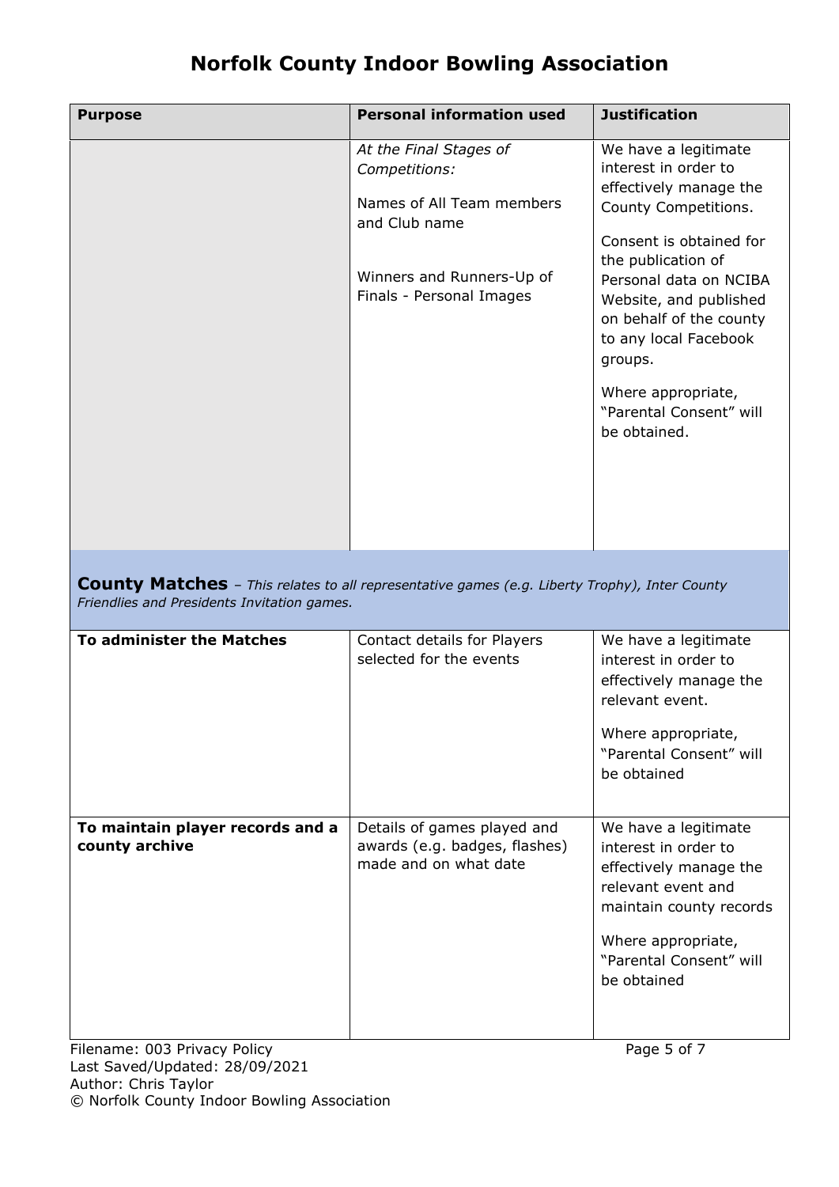# Norfolk County Indoor Bowling Association

| Purpose | Personal information used | Justification |
|---|---|---|
| | *At the Final Stages of Competitions:*<br><br>Names of All Team members and Club name<br><br>Winners and Runners-Up of Finals - Personal Images | We have a legitimate interest in order to effectively manage the County Competitions.<br><br>Consent is obtained for the publication of Personal data on NCIBA Website, and published on behalf of the county to any local Facebook groups.<br><br>Where appropriate, "Parental Consent" will be obtained. |
| **County Matches** – *This relates to all representative games (e.g. Liberty Trophy), Inter County Friendlies and Presidents Invitation games.* | | |
| **To administer the Matches** | Contact details for Players selected for the events | We have a legitimate interest in order to effectively manage the relevant event.<br><br>Where appropriate, "Parental Consent" will be obtained |
| **To maintain player records and a county archive** | Details of games played and awards (e.g. badges, flashes) made and on what date | We have a legitimate interest in order to effectively manage the relevant event and maintain county records<br><br>Where appropriate, "Parental Consent" will be obtained |

Filename: 003 Privacy Policy
Last Saved/Updated: 28/09/2021
Author: Chris Taylor
© Norfolk County Indoor Bowling Association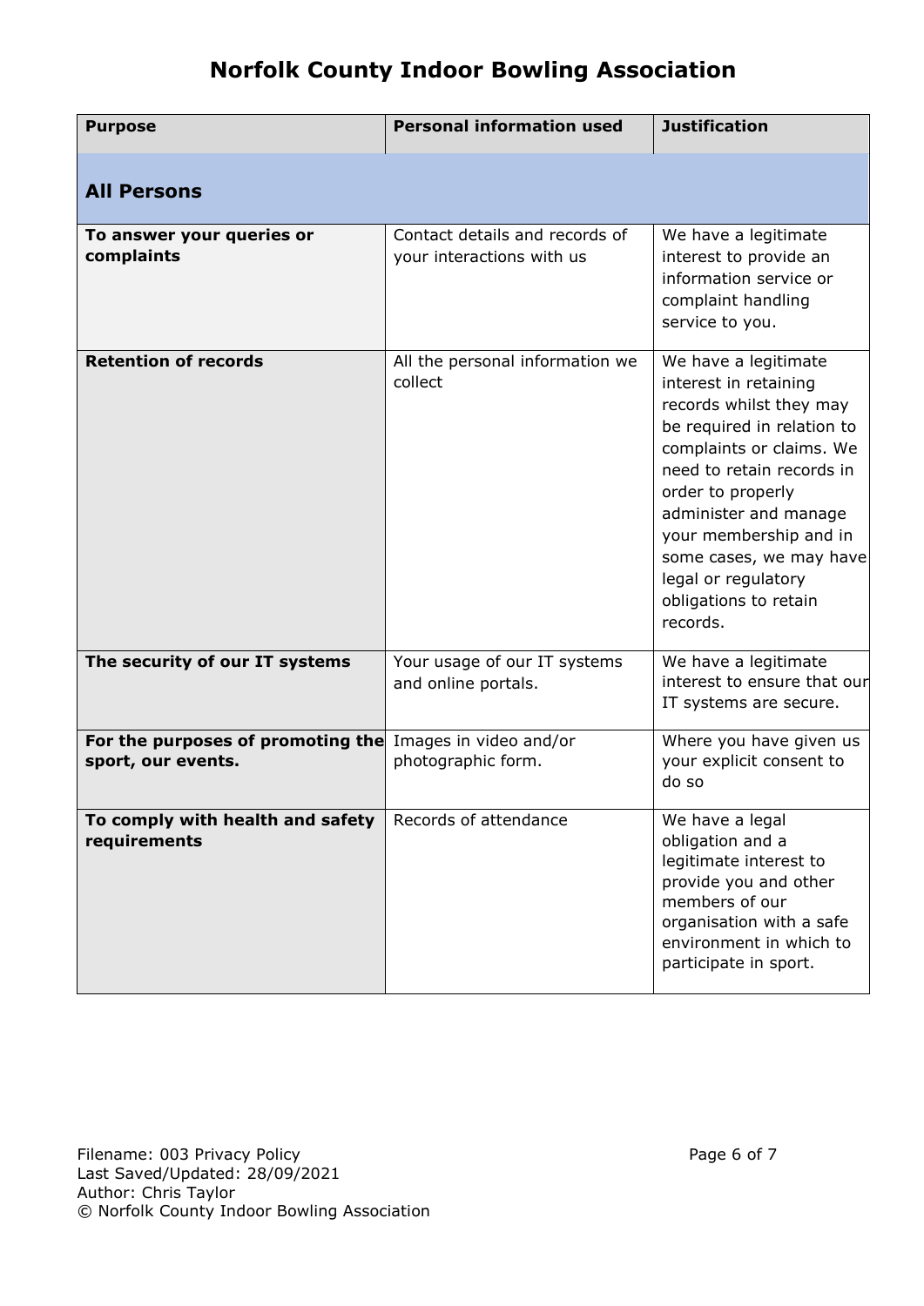# Norfolk County Indoor Bowling Association

| Purpose | Personal information used | Justification |
|---|---|---|
| **All Persons** | | |
| **To answer your queries or complaints** | Contact details and records of your interactions with us | We have a legitimate interest to provide an information service or complaint handling service to you. |
| **Retention of records** | All the personal information we collect | We have a legitimate interest in retaining records whilst they may be required in relation to complaints or claims. We need to retain records in order to properly administer and manage your membership and in some cases, we may have legal or regulatory obligations to retain records. |
| **The security of our IT systems** | Your usage of our IT systems and online portals. | We have a legitimate interest to ensure that our IT systems are secure. |
| **For the purposes of promoting the sport, our events.** | Images in video and/or photographic form. | Where you have given us your explicit consent to do so |
| **To comply with health and safety requirements** | Records of attendance | We have a legal obligation and a legitimate interest to provide you and other members of our organisation with a safe environment in which to participate in sport. |

Filename: 003 Privacy Policy
Last Saved/Updated: 28/09/2021
Author: Chris Taylor
© Norfolk County Indoor Bowling Association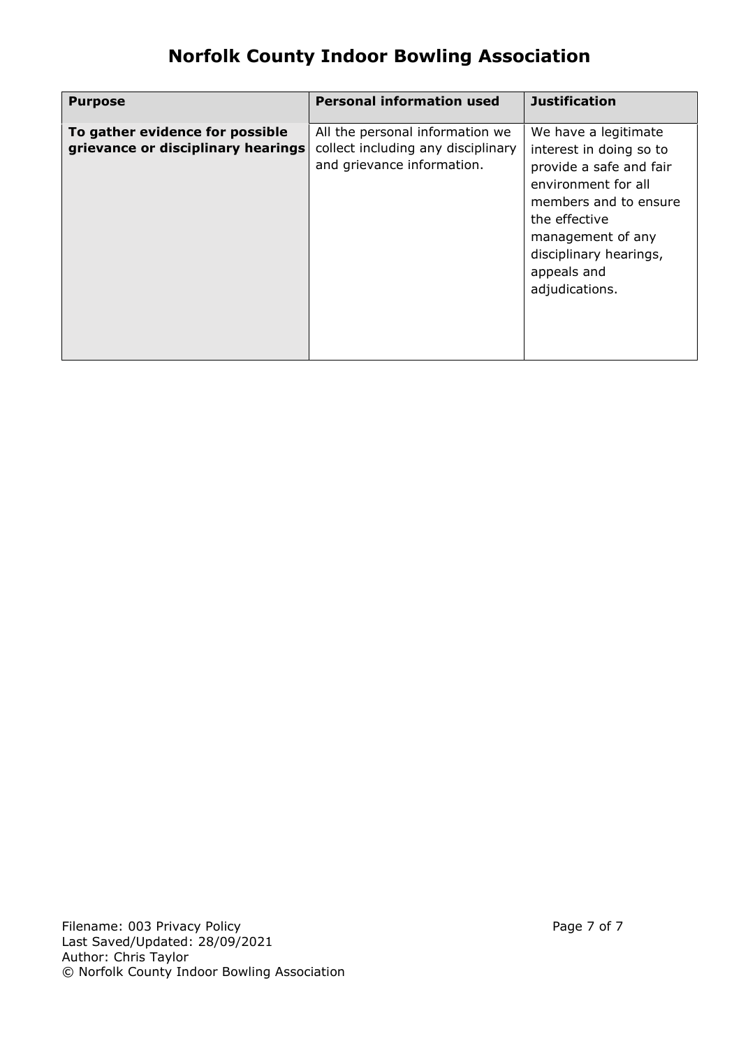| Purpose | Personal information used | Justification |
|---|---|---|
| **To gather evidence for possible grievance or disciplinary hearings** | All the personal information we collect including any disciplinary and grievance information. | We have a legitimate interest in doing so to provide a safe and fair environment for all members and to ensure the effective management of any disciplinary hearings, appeals and adjudications. |